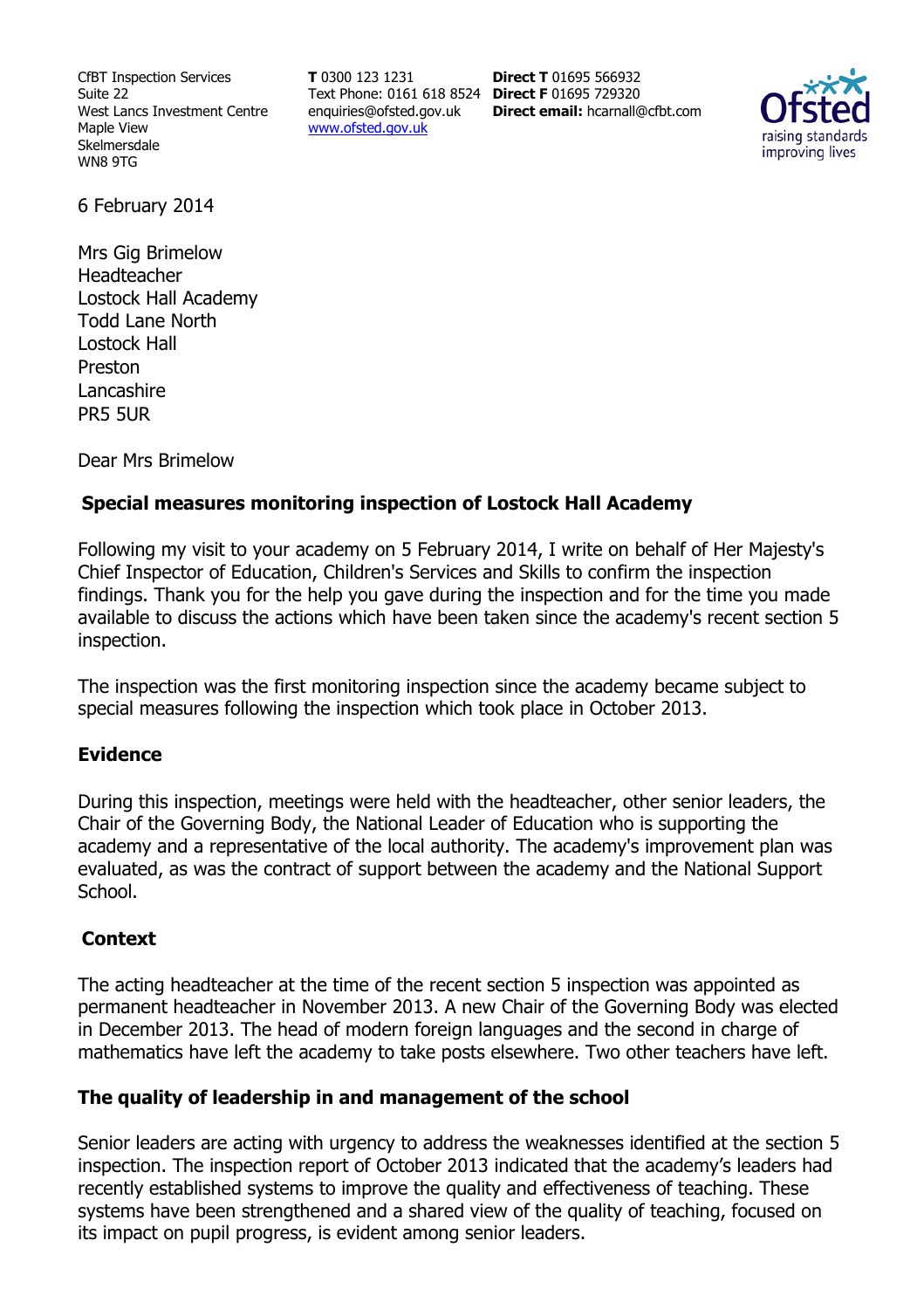CfBT Inspection Services
Suite 22
West Lancs Investment Centre
Maple View
Skelmersdale
WN8 9TG

**T** 0300 123 1231
Text Phone: 0161 618 8524
enquiries@ofsted.gov.uk
www.ofsted.gov.uk

**Direct T** 01695 566932
**Direct F** 01695 729320
**Direct email:** hcarnall@cfbt.com

6 February 2014

Mrs Gig Brimelow
Headteacher
Lostock Hall Academy
Todd Lane North
Lostock Hall
Preston
Lancashire
PR5 5UR

Dear Mrs Brimelow

## Special measures monitoring inspection of Lostock Hall Academy

Following my visit to your academy on 5 February 2014, I write on behalf of Her Majesty's Chief Inspector of Education, Children's Services and Skills to confirm the inspection findings. Thank you for the help you gave during the inspection and for the time you made available to discuss the actions which have been taken since the academy's recent section 5 inspection.

The inspection was the first monitoring inspection since the academy became subject to special measures following the inspection which took place in October 2013.

### Evidence

During this inspection, meetings were held with the headteacher, other senior leaders, the Chair of the Governing Body, the National Leader of Education who is supporting the academy and a representative of the local authority. The academy's improvement plan was evaluated, as was the contract of support between the academy and the National Support School.

### Context

The acting headteacher at the time of the recent section 5 inspection was appointed as permanent headteacher in November 2013. A new Chair of the Governing Body was elected in December 2013. The head of modern foreign languages and the second in charge of mathematics have left the academy to take posts elsewhere. Two other teachers have left.

### The quality of leadership in and management of the school

Senior leaders are acting with urgency to address the weaknesses identified at the section 5 inspection. The inspection report of October 2013 indicated that the academy's leaders had recently established systems to improve the quality and effectiveness of teaching. These systems have been strengthened and a shared view of the quality of teaching, focused on its impact on pupil progress, is evident among senior leaders.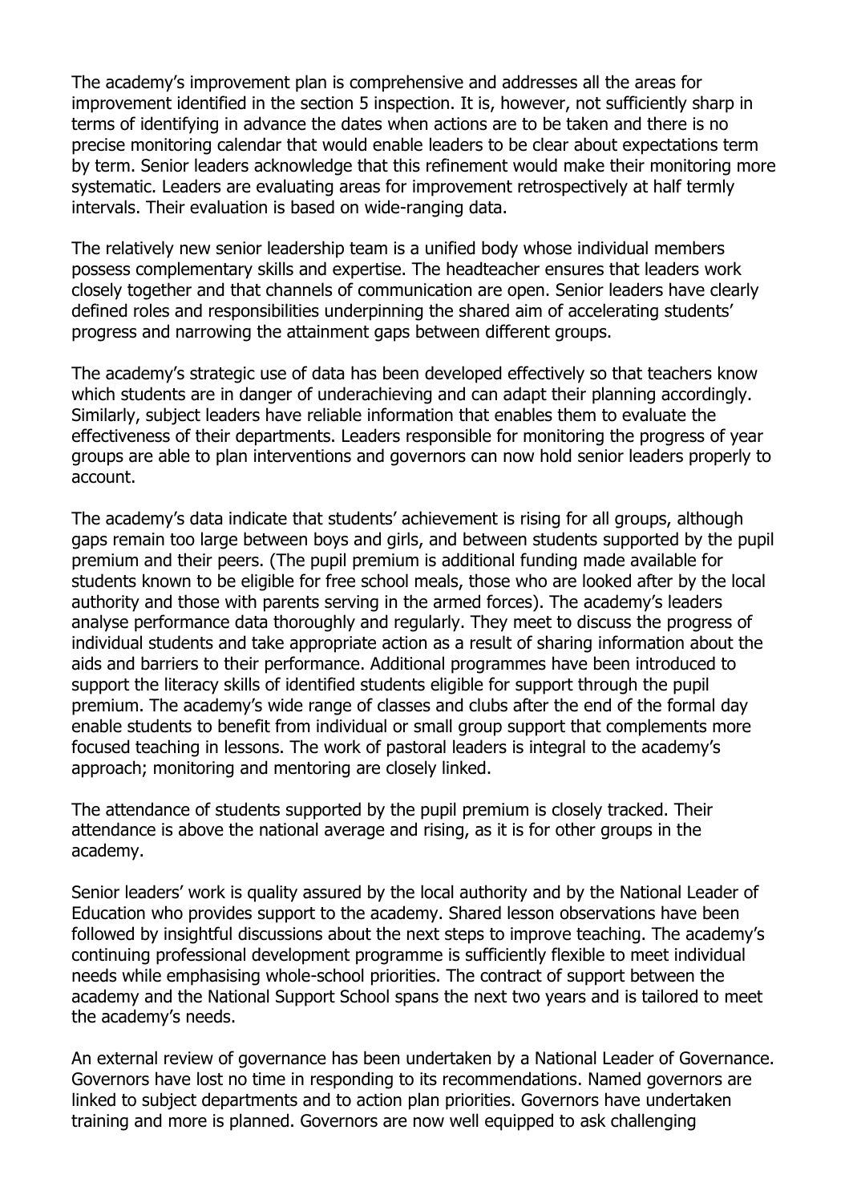The academy's improvement plan is comprehensive and addresses all the areas for improvement identified in the section 5 inspection. It is, however, not sufficiently sharp in terms of identifying in advance the dates when actions are to be taken and there is no precise monitoring calendar that would enable leaders to be clear about expectations term by term. Senior leaders acknowledge that this refinement would make their monitoring more systematic. Leaders are evaluating areas for improvement retrospectively at half termly intervals. Their evaluation is based on wide-ranging data.

The relatively new senior leadership team is a unified body whose individual members possess complementary skills and expertise. The headteacher ensures that leaders work closely together and that channels of communication are open. Senior leaders have clearly defined roles and responsibilities underpinning the shared aim of accelerating students' progress and narrowing the attainment gaps between different groups.

The academy's strategic use of data has been developed effectively so that teachers know which students are in danger of underachieving and can adapt their planning accordingly. Similarly, subject leaders have reliable information that enables them to evaluate the effectiveness of their departments. Leaders responsible for monitoring the progress of year groups are able to plan interventions and governors can now hold senior leaders properly to account.

The academy's data indicate that students' achievement is rising for all groups, although gaps remain too large between boys and girls, and between students supported by the pupil premium and their peers. (The pupil premium is additional funding made available for students known to be eligible for free school meals, those who are looked after by the local authority and those with parents serving in the armed forces). The academy's leaders analyse performance data thoroughly and regularly. They meet to discuss the progress of individual students and take appropriate action as a result of sharing information about the aids and barriers to their performance. Additional programmes have been introduced to support the literacy skills of identified students eligible for support through the pupil premium. The academy's wide range of classes and clubs after the end of the formal day enable students to benefit from individual or small group support that complements more focused teaching in lessons. The work of pastoral leaders is integral to the academy's approach; monitoring and mentoring are closely linked.

The attendance of students supported by the pupil premium is closely tracked. Their attendance is above the national average and rising, as it is for other groups in the academy.

Senior leaders' work is quality assured by the local authority and by the National Leader of Education who provides support to the academy. Shared lesson observations have been followed by insightful discussions about the next steps to improve teaching. The academy's continuing professional development programme is sufficiently flexible to meet individual needs while emphasising whole-school priorities. The contract of support between the academy and the National Support School spans the next two years and is tailored to meet the academy's needs.

An external review of governance has been undertaken by a National Leader of Governance. Governors have lost no time in responding to its recommendations. Named governors are linked to subject departments and to action plan priorities. Governors have undertaken training and more is planned. Governors are now well equipped to ask challenging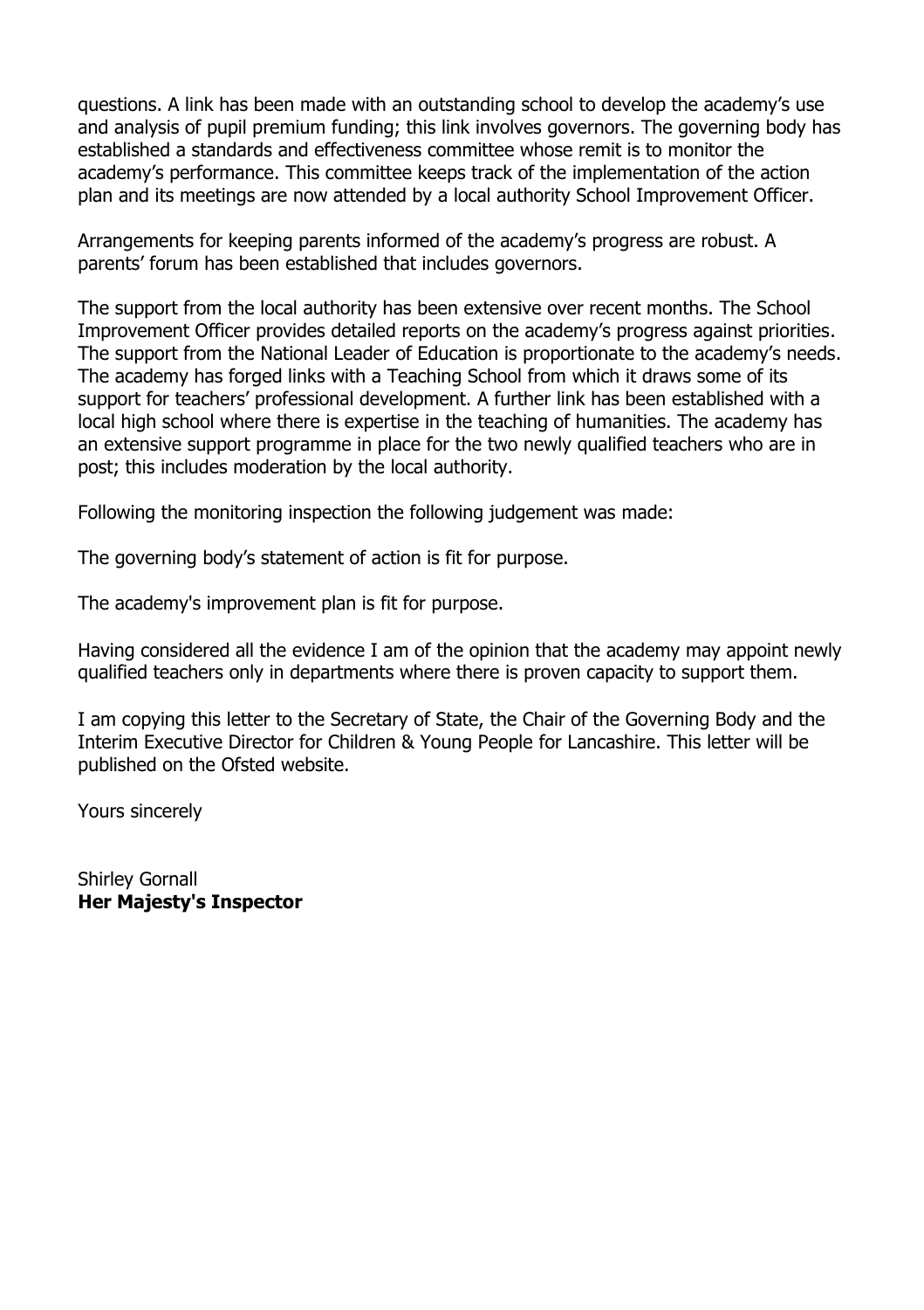questions. A link has been made with an outstanding school to develop the academy's use and analysis of pupil premium funding; this link involves governors. The governing body has established a standards and effectiveness committee whose remit is to monitor the academy's performance. This committee keeps track of the implementation of the action plan and its meetings are now attended by a local authority School Improvement Officer.

Arrangements for keeping parents informed of the academy's progress are robust. A parents' forum has been established that includes governors.

The support from the local authority has been extensive over recent months. The School Improvement Officer provides detailed reports on the academy's progress against priorities. The support from the National Leader of Education is proportionate to the academy's needs. The academy has forged links with a Teaching School from which it draws some of its support for teachers' professional development. A further link has been established with a local high school where there is expertise in the teaching of humanities. The academy has an extensive support programme in place for the two newly qualified teachers who are in post; this includes moderation by the local authority.

Following the monitoring inspection the following judgement was made:

The governing body's statement of action is fit for purpose.

The academy's improvement plan is fit for purpose.

Having considered all the evidence I am of the opinion that the academy may appoint newly qualified teachers only in departments where there is proven capacity to support them.

I am copying this letter to the Secretary of State, the Chair of the Governing Body and the Interim Executive Director for Children & Young People for Lancashire. This letter will be published on the Ofsted website.

Yours sincerely

Shirley Gornall
**Her Majesty's Inspector**